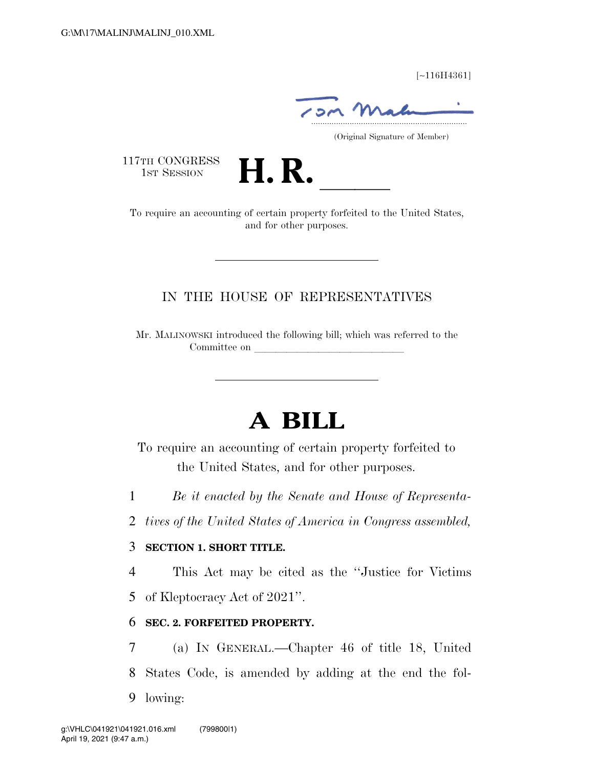[~116H4361]

(Original Signature of Member)

117TH CONGRESS
1ST SESSION

# H. R. \_\_\_\_\_\_

To require an accounting of certain property forfeited to the United States, and for other purposes.

---

IN THE HOUSE OF REPRESENTATIVES

Mr. MALINOWSKI introduced the following bill; which was referred to the Committee on \_\_\_\_\_\_\_\_\_\_\_\_\_\_\_\_\_\_\_\_\_\_\_\_\_\_\_\_

---

# A BILL

To require an accounting of certain property forfeited to the United States, and for other purposes.

*Be it enacted by the Senate and House of Representatives of the United States of America in Congress assembled,*

**SECTION 1. SHORT TITLE.**

This Act may be cited as the "Justice for Victims of Kleptocracy Act of 2021".

**SEC. 2. FORFEITED PROPERTY.**

(a) IN GENERAL.—Chapter 46 of title 18, United States Code, is amended by adding at the end the following: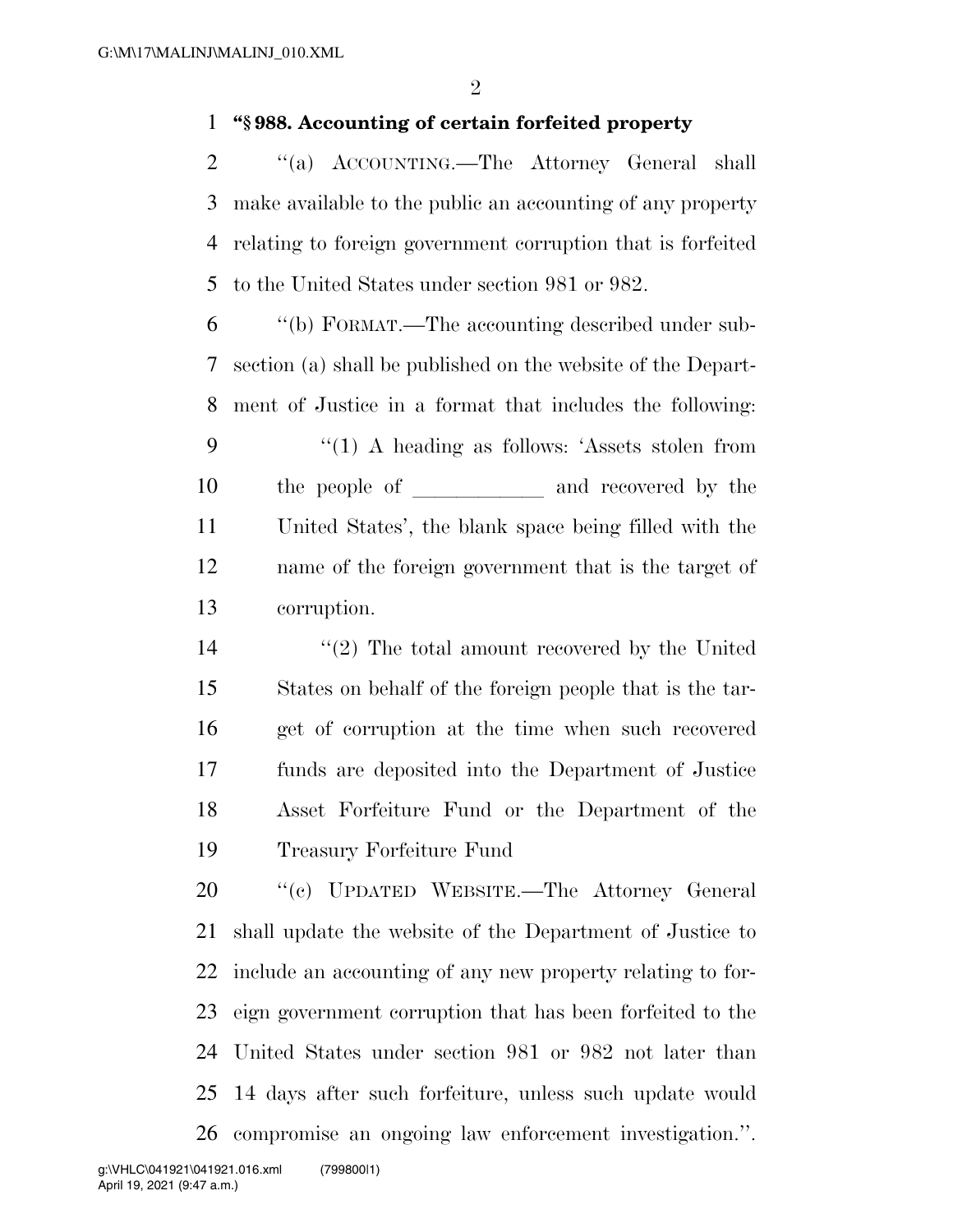**"§ 988. Accounting of certain forfeited property**

"(a) ACCOUNTING.—The Attorney General shall make available to the public an accounting of any property relating to foreign government corruption that is forfeited to the United States under section 981 or 982.

"(b) FORMAT.—The accounting described under subsection (a) shall be published on the website of the Department of Justice in a format that includes the following:

"(1) A heading as follows: 'Assets stolen from the people of ____________ and recovered by the United States', the blank space being filled with the name of the foreign government that is the target of corruption.

"(2) The total amount recovered by the United States on behalf of the foreign people that is the target of corruption at the time when such recovered funds are deposited into the Department of Justice Asset Forfeiture Fund or the Department of the Treasury Forfeiture Fund

"(c) UPDATED WEBSITE.—The Attorney General shall update the website of the Department of Justice to include an accounting of any new property relating to foreign government corruption that has been forfeited to the United States under section 981 or 982 not later than 14 days after such forfeiture, unless such update would compromise an ongoing law enforcement investigation.".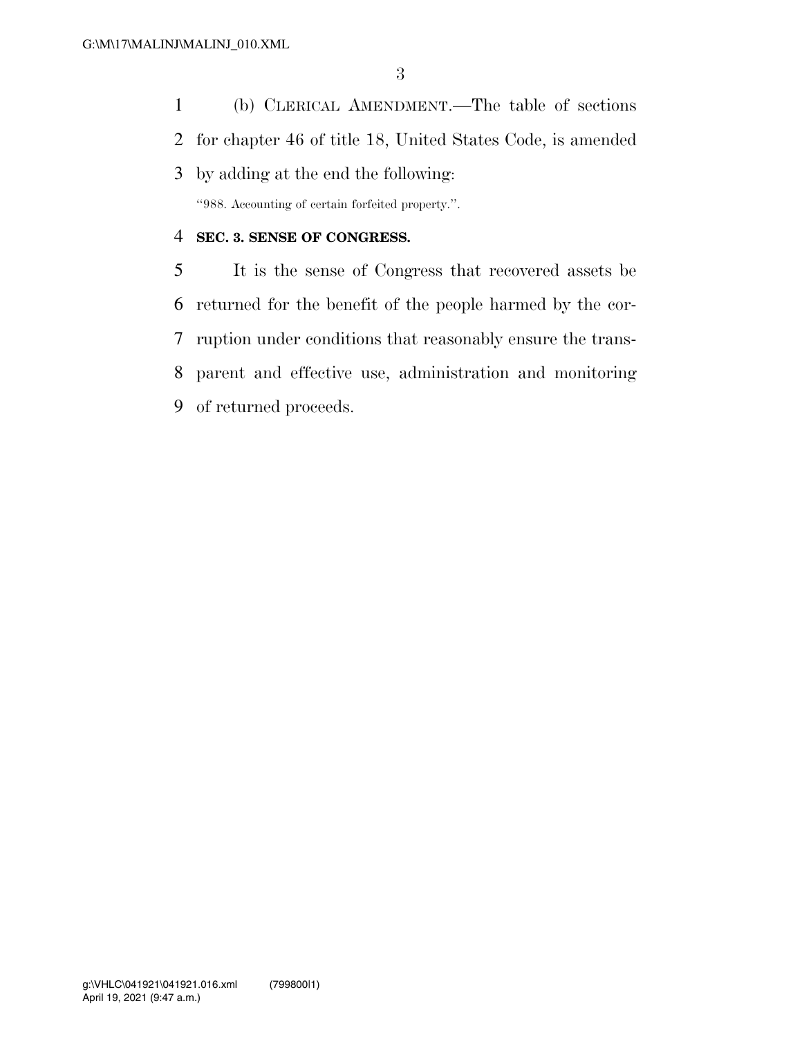(b) CLERICAL AMENDMENT.—The table of sections for chapter 46 of title 18, United States Code, is amended by adding at the end the following:

"988. Accounting of certain forfeited property.".

**SEC. 3. SENSE OF CONGRESS.**

It is the sense of Congress that recovered assets be returned for the benefit of the people harmed by the corruption under conditions that reasonably ensure the transparent and effective use, administration and monitoring of returned proceeds.